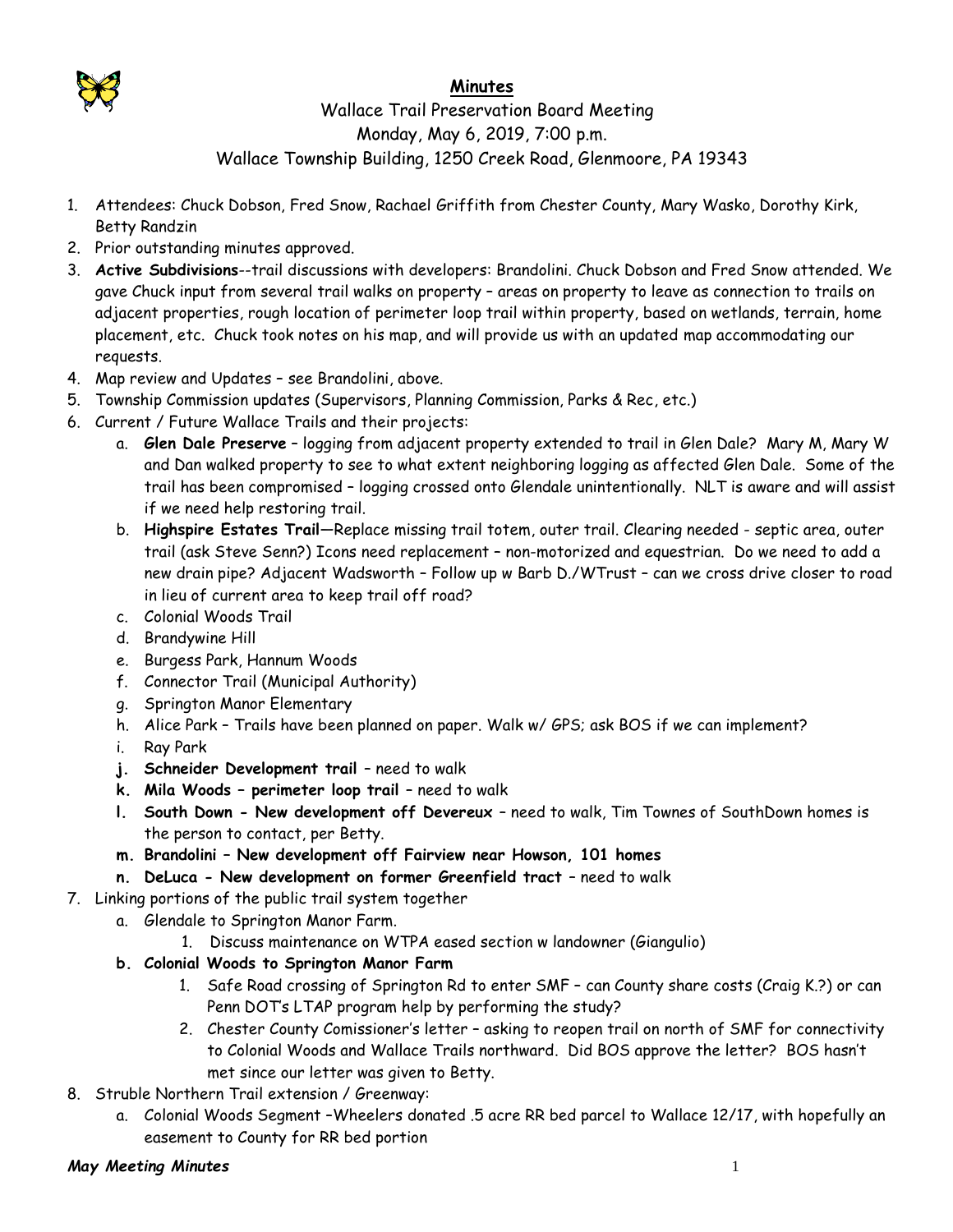# Minutes

Wallace Trail Preservation Board Meeting
Monday, May 6, 2019, 7:00 p.m.
Wallace Township Building, 1250 Creek Road, Glenmoore, PA 19343

1. Attendees: Chuck Dobson, Fred Snow, Rachael Griffith from Chester County, Mary Wasko, Dorothy Kirk, Betty Randzin
2. Prior outstanding minutes approved.
3. **Active Subdivisions**--trail discussions with developers: Brandolini. Chuck Dobson and Fred Snow attended. We gave Chuck input from several trail walks on property – areas on property to leave as connection to trails on adjacent properties, rough location of perimeter loop trail within property, based on wetlands, terrain, home placement, etc. Chuck took notes on his map, and will provide us with an updated map accommodating our requests.
4. Map review and Updates – see Brandolini, above.
5. Township Commission updates (Supervisors, Planning Commission, Parks & Rec, etc.)
6. Current / Future Wallace Trails and their projects:
   a. **Glen Dale Preserve** – logging from adjacent property extended to trail in Glen Dale? Mary M, Mary W and Dan walked property to see to what extent neighboring logging as affected Glen Dale. Some of the trail has been compromised – logging crossed onto Glendale unintentionally. NLT is aware and will assist if we need help restoring trail.
   b. **Highspire Estates Trail**—Replace missing trail totem, outer trail. Clearing needed - septic area, outer trail (ask Steve Senn?) Icons need replacement – non-motorized and equestrian. Do we need to add a new drain pipe? Adjacent Wadsworth – Follow up w Barb D./WTrust – can we cross drive closer to road in lieu of current area to keep trail off road?
   c. Colonial Woods Trail
   d. Brandywine Hill
   e. Burgess Park, Hannum Woods
   f. Connector Trail (Municipal Authority)
   g. Springton Manor Elementary
   h. Alice Park – Trails have been planned on paper. Walk w/ GPS; ask BOS if we can implement?
   i. Ray Park
   j. **Schneider Development trail** – need to walk
   k. **Mila Woods – perimeter loop trail** – need to walk
   l. **South Down - New development off Devereux** – need to walk, Tim Townes of SouthDown homes is the person to contact, per Betty.
   m. **Brandolini – New development off Fairview near Howson, 101 homes**
   n. **DeLuca - New development on former Greenfield tract** – need to walk
7. Linking portions of the public trail system together
   a. Glendale to Springton Manor Farm.
      1. Discuss maintenance on WTPA eased section w landowner (Giangulio)
   b. **Colonial Woods to Springton Manor Farm**
      1. Safe Road crossing of Springton Rd to enter SMF – can County share costs (Craig K.?) or can Penn DOT's LTAP program help by performing the study?
      2. Chester County Comissioner's letter – asking to reopen trail on north of SMF for connectivity to Colonial Woods and Wallace Trails northward. Did BOS approve the letter? BOS hasn't met since our letter was given to Betty.
8. Struble Northern Trail extension / Greenway:
   a. Colonial Woods Segment –Wheelers donated .5 acre RR bed parcel to Wallace 12/17, with hopefully an easement to County for RR bed portion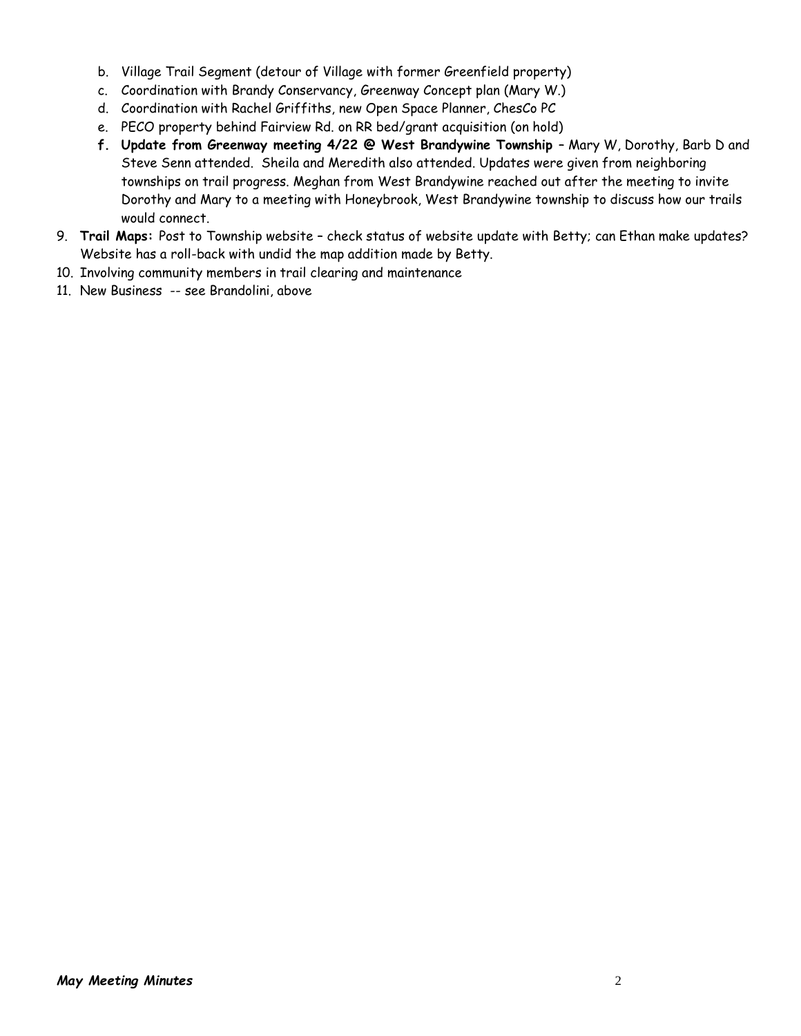b. Village Trail Segment (detour of Village with former Greenfield property)
   c. Coordination with Brandy Conservancy, Greenway Concept plan (Mary W.)
   d. Coordination with Rachel Griffiths, new Open Space Planner, ChesCo PC
   e. PECO property behind Fairview Rd. on RR bed/grant acquisition (on hold)
   f. **Update from Greenway meeting 4/22 @ West Brandywine Township** – Mary W, Dorothy, Barb D and Steve Senn attended. Sheila and Meredith also attended. Updates were given from neighboring townships on trail progress. Meghan from West Brandywine reached out after the meeting to invite Dorothy and Mary to a meeting with Honeybrook, West Brandywine township to discuss how our trails would connect.

9. **Trail Maps:** Post to Township website – check status of website update with Betty; can Ethan make updates? Website has a roll-back with undid the map addition made by Betty.
10. Involving community members in trail clearing and maintenance
11. New Business -- see Brandolini, above